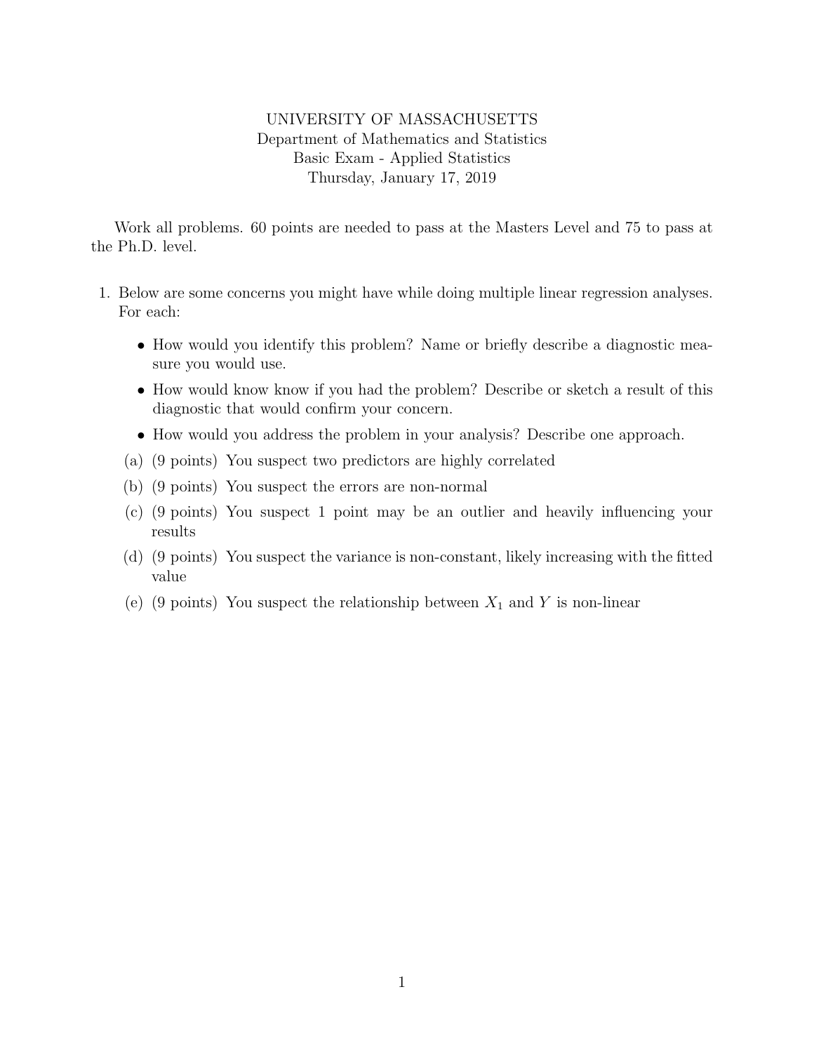UNIVERSITY OF MASSACHUSETTS
Department of Mathematics and Statistics
Basic Exam - Applied Statistics
Thursday, January 17, 2019

Work all problems. 60 points are needed to pass at the Masters Level and 75 to pass at the Ph.D. level.

1. Below are some concerns you might have while doing multiple linear regression analyses. For each:

   - How would you identify this problem? Name or briefly describe a diagnostic measure you would use.
   - How would know know if you had the problem? Describe or sketch a result of this diagnostic that would confirm your concern.
   - How would you address the problem in your analysis? Describe one approach.

   (a) (9 points) You suspect two predictors are highly correlated

   (b) (9 points) You suspect the errors are non-normal

   (c) (9 points) You suspect 1 point may be an outlier and heavily influencing your results

   (d) (9 points) You suspect the variance is non-constant, likely increasing with the fitted value

   (e) (9 points) You suspect the relationship between $X_1$ and $Y$ is non-linear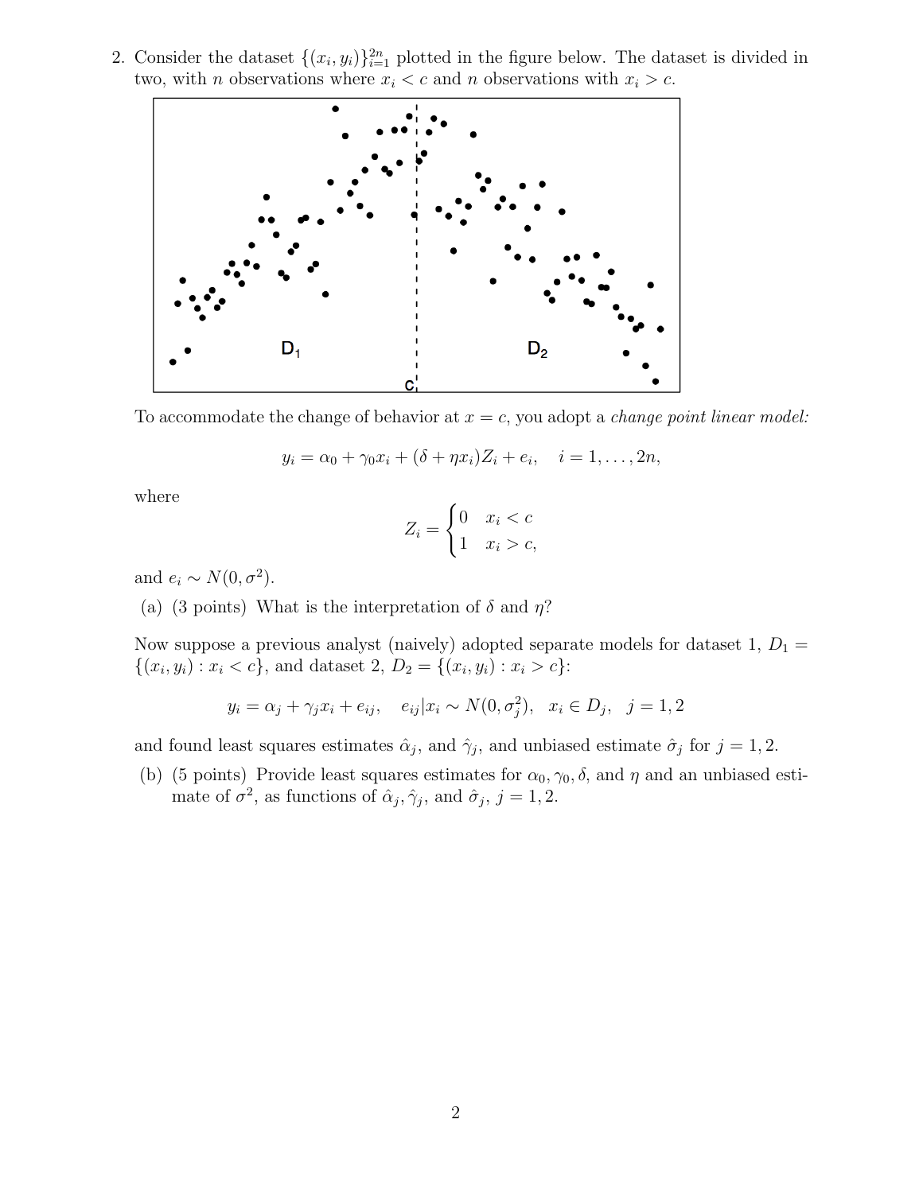2. Consider the dataset $\{(x_i, y_i)\}_{i=1}^{2n}$ plotted in the figure below. The dataset is divided in two, with $n$ observations where $x_i < c$ and $n$ observations with $x_i > c$.

To accommodate the change of behavior at $x = c$, you adopt a *change point linear model:*

$$y_i = \alpha_0 + \gamma_0 x_i + (\delta + \eta x_i) Z_i + e_i, \quad i = 1, \ldots, 2n,$$

where

$$Z_i = \begin{cases} 0 & x_i < c \\ 1 & x_i > c, \end{cases}$$

and $e_i \sim N(0, \sigma^2)$.

(a) (3 points) What is the interpretation of $\delta$ and $\eta$?

Now suppose a previous analyst (naively) adopted separate models for dataset 1, $D_1 = \{(x_i, y_i) : x_i < c\}$, and dataset 2, $D_2 = \{(x_i, y_i) : x_i > c\}$:

$$y_i = \alpha_j + \gamma_j x_i + e_{ij}, \quad e_{ij} | x_i \sim N(0, \sigma_j^2), \quad x_i \in D_j, \quad j = 1, 2$$

and found least squares estimates $\hat{\alpha}_j$, and $\hat{\gamma}_j$, and unbiased estimate $\hat{\sigma}_j$ for $j = 1, 2$.

(b) (5 points) Provide least squares estimates for $\alpha_0, \gamma_0, \delta$, and $\eta$ and an unbiased estimate of $\sigma^2$, as functions of $\hat{\alpha}_j, \hat{\gamma}_j$, and $\hat{\sigma}_j$, $j = 1, 2$.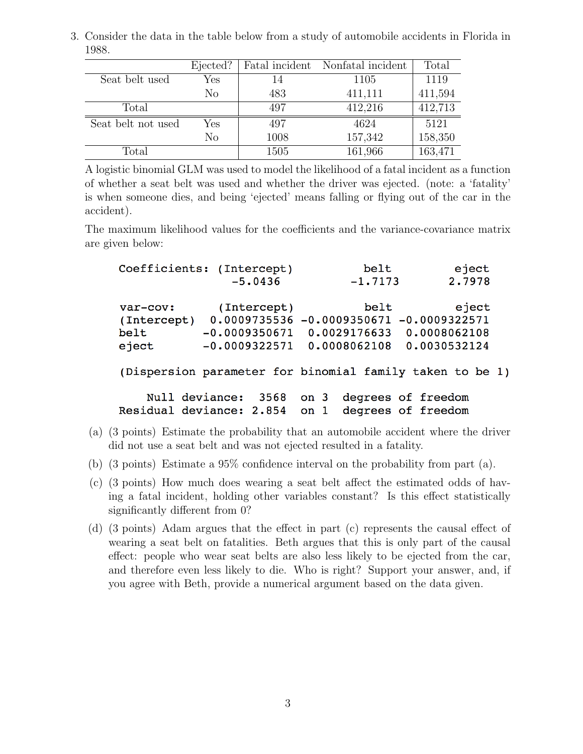3. Consider the data in the table below from a study of automobile accidents in Florida in 1988.

| | Ejected? | Fatal incident | Nonfatal incident | Total |
|---|---|---|---|---|
| Seat belt used | Yes | 14 | 1105 | 1119 |
| | No | 483 | 411,111 | 411,594 |
| Total | | 497 | 412,216 | 412,713 |
| Seat belt not used | Yes | 497 | 4624 | 5121 |
| | No | 1008 | 157,342 | 158,350 |
| Total | | 1505 | 161,966 | 163,471 |

A logistic binomial GLM was used to model the likelihood of a fatal incident as a function of whether a seat belt was used and whether the driver was ejected. (note: a 'fatality' is when someone dies, and being 'ejected' means falling or flying out of the car in the accident).

The maximum likelihood values for the coefficients and the variance-covariance matrix are given below:

```
Coefficients: (Intercept)            belt          eject
                  -5.0436         -1.7173         2.7978

var-cov:       (Intercept)             belt            eject
(Intercept)  0.0009735536 -0.0009350671 -0.0009322571
belt        -0.0009350671  0.0029176633  0.0008062108
eject       -0.0009322571  0.0008062108  0.0030532124

(Dispersion parameter for binomial family taken to be 1)

    Null deviance:  3568  on 3  degrees of freedom
Residual deviance: 2.854  on 1  degrees of freedom
```

(a) (3 points) Estimate the probability that an automobile accident where the driver did not use a seat belt and was not ejected resulted in a fatality.

(b) (3 points) Estimate a 95% confidence interval on the probability from part (a).

(c) (3 points) How much does wearing a seat belt affect the estimated odds of having a fatal incident, holding other variables constant? Is this effect statistically significantly different from 0?

(d) (3 points) Adam argues that the effect in part (c) represents the causal effect of wearing a seat belt on fatalities. Beth argues that this is only part of the causal effect: people who wear seat belts are also less likely to be ejected from the car, and therefore even less likely to die. Who is right? Support your answer, and, if you agree with Beth, provide a numerical argument based on the data given.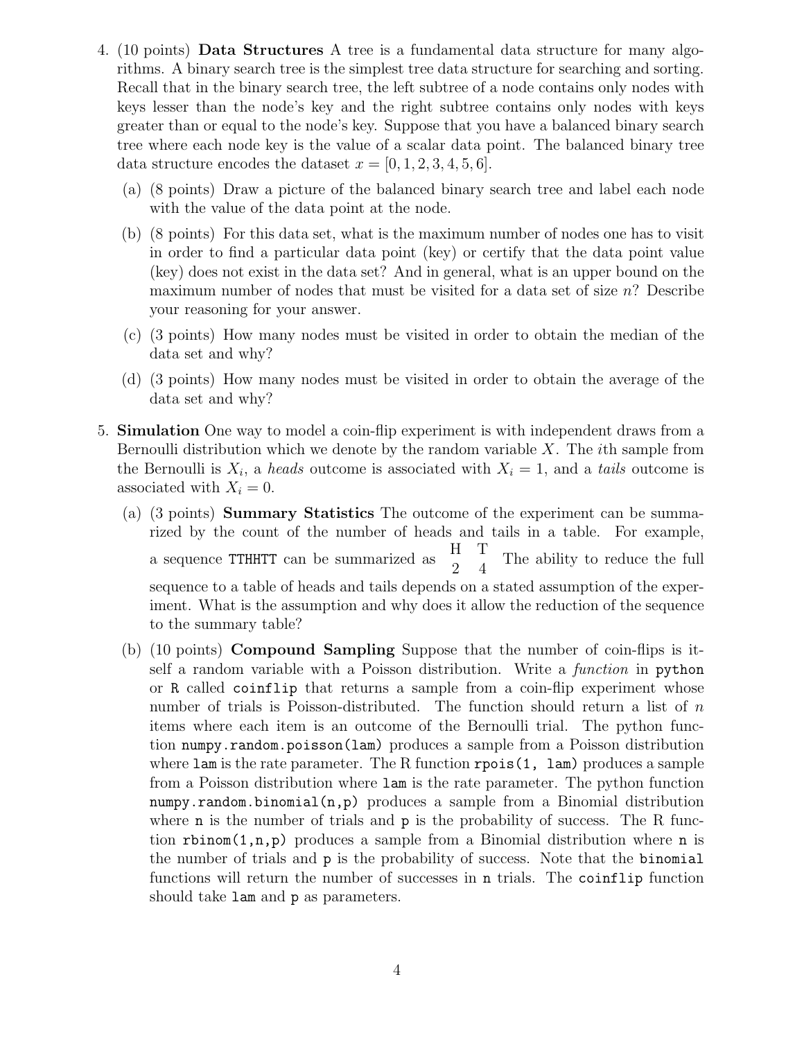4. (10 points) **Data Structures** A tree is a fundamental data structure for many algorithms. A binary search tree is the simplest tree data structure for searching and sorting. Recall that in the binary search tree, the left subtree of a node contains only nodes with keys lesser than the node's key and the right subtree contains only nodes with keys greater than or equal to the node's key. Suppose that you have a balanced binary search tree where each node key is the value of a scalar data point. The balanced binary tree data structure encodes the dataset $x = [0, 1, 2, 3, 4, 5, 6]$.

   (a) (8 points) Draw a picture of the balanced binary search tree and label each node with the value of the data point at the node.

   (b) (8 points) For this data set, what is the maximum number of nodes one has to visit in order to find a particular data point (key) or certify that the data point value (key) does not exist in the data set? And in general, what is an upper bound on the maximum number of nodes that must be visited for a data set of size $n$? Describe your reasoning for your answer.

   (c) (3 points) How many nodes must be visited in order to obtain the median of the data set and why?

   (d) (3 points) How many nodes must be visited in order to obtain the average of the data set and why?

5. **Simulation** One way to model a coin-flip experiment is with independent draws from a Bernoulli distribution which we denote by the random variable $X$. The $i$th sample from the Bernoulli is $X_i$, a *heads* outcome is associated with $X_i = 1$, and a *tails* outcome is associated with $X_i = 0$.

   (a) (3 points) **Summary Statistics** The outcome of the experiment can be summarized by the count of the number of heads and tails in a table. For example, a sequence `TTHHTT` can be summarized as

   | H | T |
   |---|---|
   | 2 | 4 |

   The ability to reduce the full sequence to a table of heads and tails depends on a stated assumption of the experiment. What is the assumption and why does it allow the reduction of the sequence to the summary table?

   (b) (10 points) **Compound Sampling** Suppose that the number of coin-flips is itself a random variable with a Poisson distribution. Write a *function* in `python` or `R` called `coinflip` that returns a sample from a coin-flip experiment whose number of trials is Poisson-distributed. The function should return a list of $n$ items where each item is an outcome of the Bernoulli trial. The python function `numpy.random.poisson(lam)` produces a sample from a Poisson distribution where `lam` is the rate parameter. The R function `rpois(1, lam)` produces a sample from a Poisson distribution where `lam` is the rate parameter. The python function `numpy.random.binomial(n,p)` produces a sample from a Binomial distribution where `n` is the number of trials and `p` is the probability of success. The R function `rbinom(1,n,p)` produces a sample from a Binomial distribution where `n` is the number of trials and `p` is the probability of success. Note that the `binomial` functions will return the number of successes in `n` trials. The `coinflip` function should take `lam` and `p` as parameters.